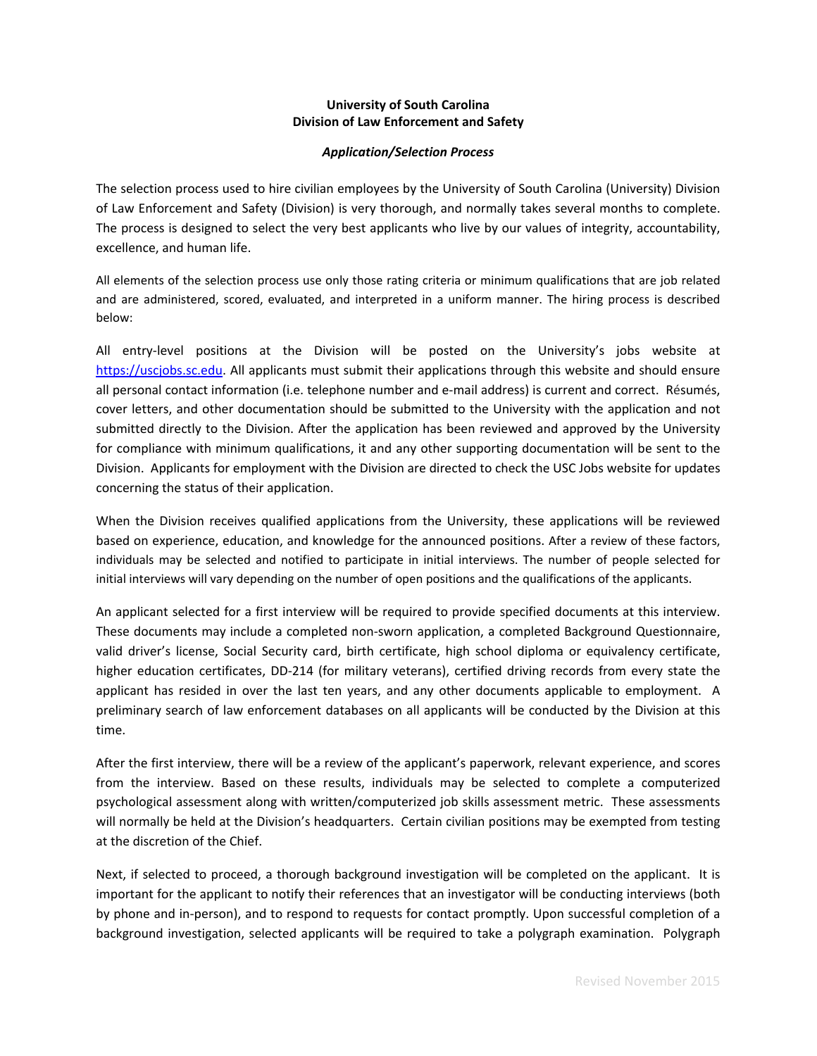**University of South Carolina**
**Division of Law Enforcement and Safety**

***Application/Selection Process***

The selection process used to hire civilian employees by the University of South Carolina (University) Division of Law Enforcement and Safety (Division) is very thorough, and normally takes several months to complete. The process is designed to select the very best applicants who live by our values of integrity, accountability, excellence, and human life.

All elements of the selection process use only those rating criteria or minimum qualifications that are job related and are administered, scored, evaluated, and interpreted in a uniform manner. The hiring process is described below:

All entry-level positions at the Division will be posted on the University's jobs website at [https://uscjobs.sc.edu](https://uscjobs.sc.edu). All applicants must submit their applications through this website and should ensure all personal contact information (i.e. telephone number and e-mail address) is current and correct. Résumés, cover letters, and other documentation should be submitted to the University with the application and not submitted directly to the Division. After the application has been reviewed and approved by the University for compliance with minimum qualifications, it and any other supporting documentation will be sent to the Division. Applicants for employment with the Division are directed to check the USC Jobs website for updates concerning the status of their application.

When the Division receives qualified applications from the University, these applications will be reviewed based on experience, education, and knowledge for the announced positions. After a review of these factors, individuals may be selected and notified to participate in initial interviews. The number of people selected for initial interviews will vary depending on the number of open positions and the qualifications of the applicants.

An applicant selected for a first interview will be required to provide specified documents at this interview. These documents may include a completed non-sworn application, a completed Background Questionnaire, valid driver's license, Social Security card, birth certificate, high school diploma or equivalency certificate, higher education certificates, DD-214 (for military veterans), certified driving records from every state the applicant has resided in over the last ten years, and any other documents applicable to employment. A preliminary search of law enforcement databases on all applicants will be conducted by the Division at this time.

After the first interview, there will be a review of the applicant's paperwork, relevant experience, and scores from the interview. Based on these results, individuals may be selected to complete a computerized psychological assessment along with written/computerized job skills assessment metric. These assessments will normally be held at the Division's headquarters. Certain civilian positions may be exempted from testing at the discretion of the Chief.

Next, if selected to proceed, a thorough background investigation will be completed on the applicant. It is important for the applicant to notify their references that an investigator will be conducting interviews (both by phone and in-person), and to respond to requests for contact promptly. Upon successful completion of a background investigation, selected applicants will be required to take a polygraph examination. Polygraph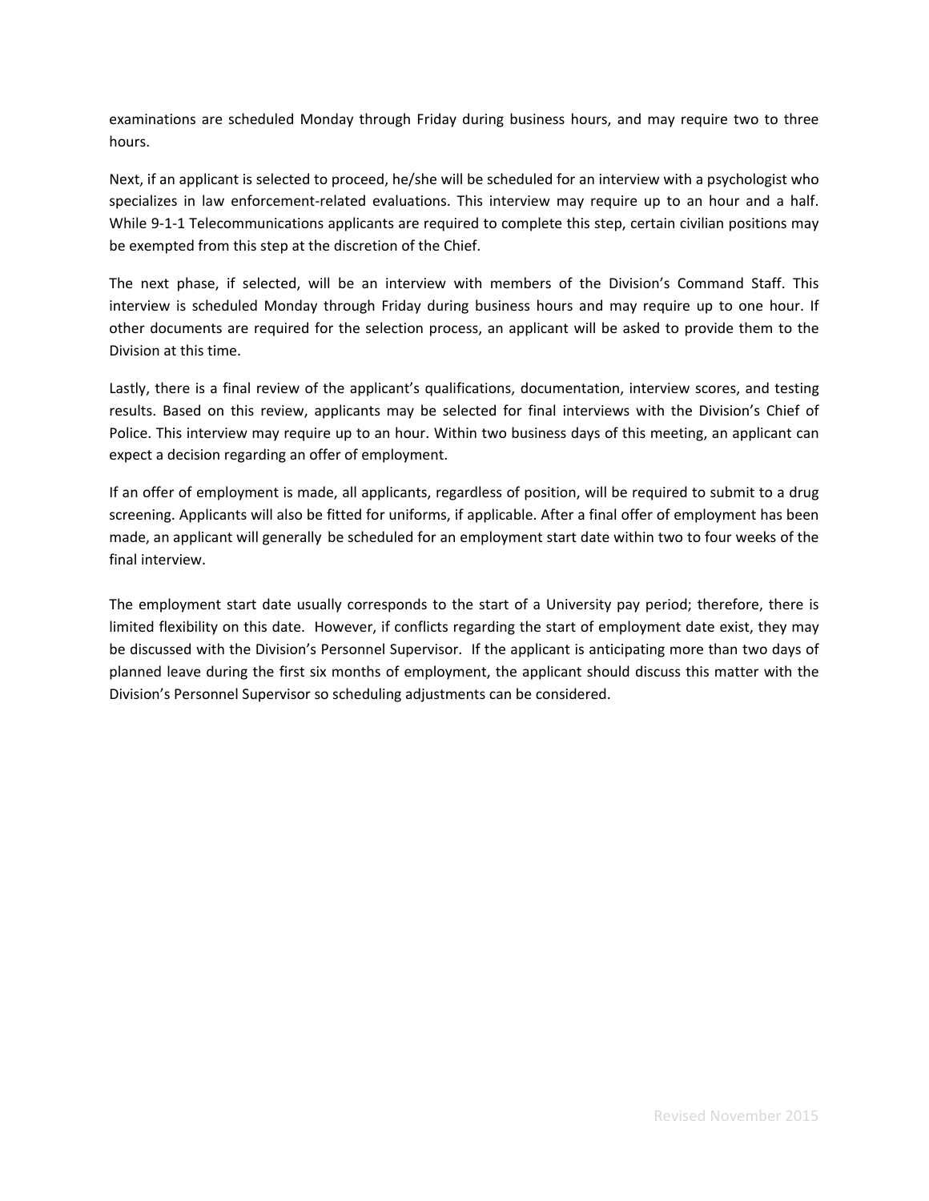examinations are scheduled Monday through Friday during business hours, and may require two to three hours.

Next, if an applicant is selected to proceed, he/she will be scheduled for an interview with a psychologist who specializes in law enforcement-related evaluations. This interview may require up to an hour and a half. While 9-1-1 Telecommunications applicants are required to complete this step, certain civilian positions may be exempted from this step at the discretion of the Chief.

The next phase, if selected, will be an interview with members of the Division's Command Staff. This interview is scheduled Monday through Friday during business hours and may require up to one hour. If other documents are required for the selection process, an applicant will be asked to provide them to the Division at this time.

Lastly, there is a final review of the applicant's qualifications, documentation, interview scores, and testing results. Based on this review, applicants may be selected for final interviews with the Division's Chief of Police. This interview may require up to an hour. Within two business days of this meeting, an applicant can expect a decision regarding an offer of employment.

If an offer of employment is made, all applicants, regardless of position, will be required to submit to a drug screening. Applicants will also be fitted for uniforms, if applicable. After a final offer of employment has been made, an applicant will generally be scheduled for an employment start date within two to four weeks of the final interview.

The employment start date usually corresponds to the start of a University pay period; therefore, there is limited flexibility on this date. However, if conflicts regarding the start of employment date exist, they may be discussed with the Division's Personnel Supervisor. If the applicant is anticipating more than two days of planned leave during the first six months of employment, the applicant should discuss this matter with the Division's Personnel Supervisor so scheduling adjustments can be considered.

Revised November 2015